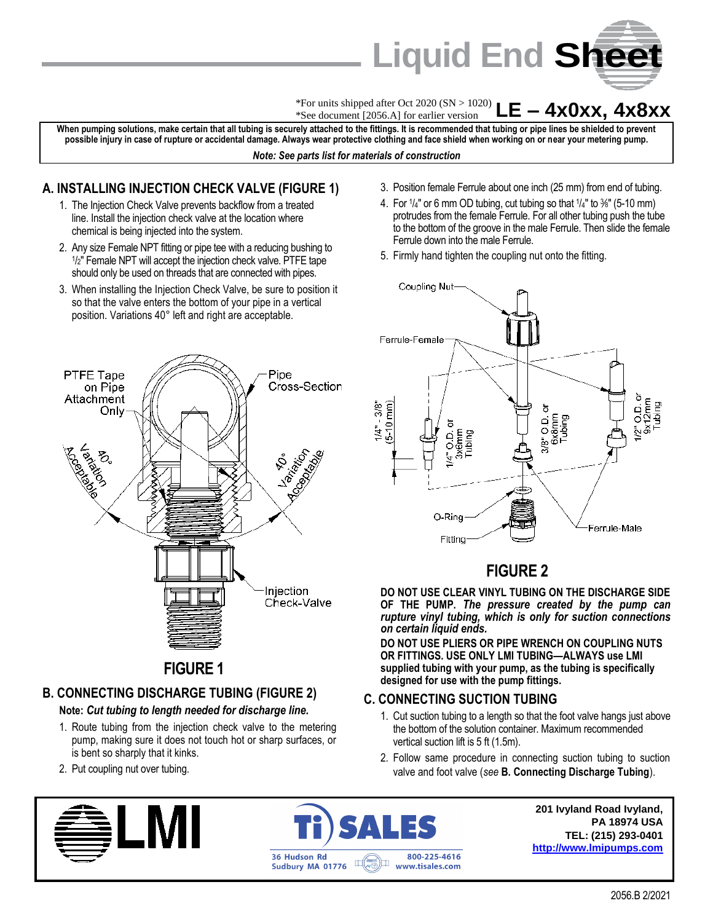# Liquid End Sheet

*For units shipped after Oct 2020 (SN > 1020)
*See document [2056.A] for earlier version

## LE – 4x0xx, 4x8xx

**When pumping solutions, make certain that all tubing is securely attached to the fittings. It is recommended that tubing or pipe lines be shielded to prevent possible injury in case of rupture or accidental damage. Always wear protective clothing and face shield when working on or near your metering pump.**

***Note: See parts list for materials of construction***

## A. INSTALLING INJECTION CHECK VALVE (FIGURE 1)

1. The Injection Check Valve prevents backflow from a treated line. Install the injection check valve at the location where chemical is being injected into the system.
2. Any size Female NPT fitting or pipe tee with a reducing bushing to 1/2" Female NPT will accept the injection check valve. PTFE tape should only be used on threads that are connected with pipes.
3. When installing the Injection Check Valve, be sure to position it so that the valve enters the bottom of your pipe in a vertical position. Variations 40° left and right are acceptable.

PTFE Tape on Pipe Attachment Only
Pipe Cross-Section
40° Variation Acceptable
40° Variation Acceptable
Injection Check-Valve

**FIGURE 1**

## B. CONNECTING DISCHARGE TUBING (FIGURE 2)

**Note:** ***Cut tubing to length needed for discharge line.***

1. Route tubing from the injection check valve to the metering pump, making sure it does not touch hot or sharp surfaces, or is bent so sharply that it kinks.
2. Put coupling nut over tubing.
3. Position female Ferrule about one inch (25 mm) from end of tubing.
4. For 1/4" or 6 mm OD tubing, cut tubing so that 1/4" to 3/8" (5-10 mm) protrudes from the female Ferrule. For all other tubing push the tube to the bottom of the groove in the male Ferrule. Then slide the female Ferrule down into the male Ferrule.
5. Firmly hand tighten the coupling nut onto the fitting.

Coupling Nut
Ferrule-Female
1/4" - 3/8" (5-10 mm)
1/4" O.D. or 3x6mm Tubing
3/8" O.D. or 6x8mm Tubing
1/2" O.D. or 9x12mm Tubing
O-Ring
Fitting
Ferrule-Male

**FIGURE 2**

**DO NOT USE CLEAR VINYL TUBING ON THE DISCHARGE SIDE OF THE PUMP.** ***The pressure created by the pump can rupture vinyl tubing, which is only for suction connections on certain liquid ends.***

**DO NOT USE PLIERS OR PIPE WRENCH ON COUPLING NUTS OR FITTINGS. USE ONLY LMI TUBING—ALWAYS use LMI supplied tubing with your pump, as the tubing is specifically designed for use with the pump fittings.**

## C. CONNECTING SUCTION TUBING

1. Cut suction tubing to a length so that the foot valve hangs just above the bottom of the solution container. Maximum recommended vertical suction lift is 5 ft (1.5m).
2. Follow same procedure in connecting suction tubing to suction valve and foot valve (*see* **B. Connecting Discharge Tubing**).

LMI

Ti SALES
36 Hudson Rd, Sudbury MA 01776
800-225-4616, www.tisales.com

**201 Ivyland Road Ivyland, PA 18974 USA**
**TEL: (215) 293-0401**
**http://www.lmipumps.com**

2056.B 2/2021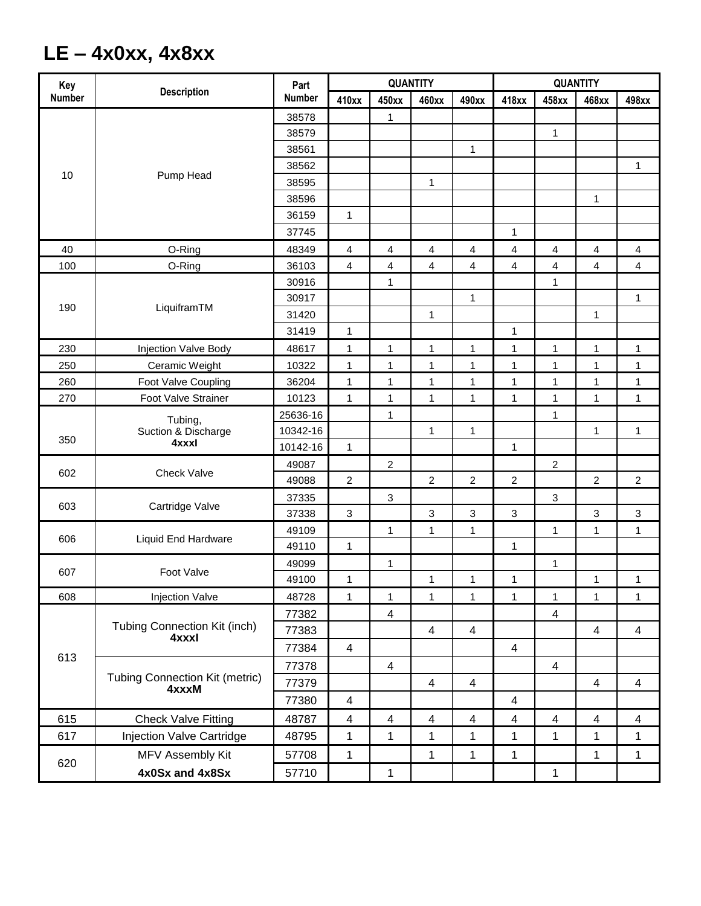# LE – 4x0xx, 4x8xx

| Key Number | Description | Part Number | QUANTITY | | | | QUANTITY | | | |
|---|---|---|---|---|---|---|---|---|---|---|
| | | | 410xx | 450xx | 460xx | 490xx | 418xx | 458xx | 468xx | 498xx |
| 10 | Pump Head | 38578 | | 1 | | | | | | |
| | | 38579 | | | | | | 1 | | |
| | | 38561 | | | | 1 | | | | |
| | | 38562 | | | | | | | | 1 |
| | | 38595 | | | 1 | | | | | |
| | | 38596 | | | | | | | 1 | |
| | | 36159 | 1 | | | | | | | |
| | | 37745 | | | | | 1 | | | |
| 40 | O-Ring | 48349 | 4 | 4 | 4 | 4 | 4 | 4 | 4 | 4 |
| 100 | O-Ring | 36103 | 4 | 4 | 4 | 4 | 4 | 4 | 4 | 4 |
| 190 | LiquiframTM | 30916 | | 1 | | | | 1 | | |
| | | 30917 | | | | 1 | | | | 1 |
| | | 31420 | | | 1 | | | | 1 | |
| | | 31419 | 1 | | | | 1 | | | |
| 230 | Injection Valve Body | 48617 | 1 | 1 | 1 | 1 | 1 | 1 | 1 | 1 |
| 250 | Ceramic Weight | 10322 | 1 | 1 | 1 | 1 | 1 | 1 | 1 | 1 |
| 260 | Foot Valve Coupling | 36204 | 1 | 1 | 1 | 1 | 1 | 1 | 1 | 1 |
| 270 | Foot Valve Strainer | 10123 | 1 | 1 | 1 | 1 | 1 | 1 | 1 | 1 |
| 350 | Tubing, Suction & Discharge **4xxxI** | 25636-16 | | 1 | | | | 1 | | |
| | | 10342-16 | | | 1 | 1 | | | 1 | 1 |
| | | 10142-16 | 1 | | | | 1 | | | |
| 602 | Check Valve | 49087 | | 2 | | | | 2 | | |
| | | 49088 | 2 | | 2 | 2 | 2 | | 2 | 2 |
| 603 | Cartridge Valve | 37335 | | 3 | | | | 3 | | |
| | | 37338 | 3 | | 3 | 3 | 3 | | 3 | 3 |
| 606 | Liquid End Hardware | 49109 | | 1 | 1 | 1 | | 1 | 1 | 1 |
| | | 49110 | 1 | | | | 1 | | | |
| 607 | Foot Valve | 49099 | | 1 | | | | 1 | | |
| | | 49100 | 1 | | 1 | 1 | 1 | | 1 | 1 |
| 608 | Injection Valve | 48728 | 1 | 1 | 1 | 1 | 1 | 1 | 1 | 1 |
| 613 | Tubing Connection Kit (inch) **4xxxI** | 77382 | | 4 | | | | 4 | | |
| | | 77383 | | | 4 | 4 | | | 4 | 4 |
| | | 77384 | 4 | | | | 4 | | | |
| | Tubing Connection Kit (metric) **4xxxM** | 77378 | | 4 | | | | 4 | | |
| | | 77379 | | | 4 | 4 | | | 4 | 4 |
| | | 77380 | 4 | | | | 4 | | | |
| 615 | Check Valve Fitting | 48787 | 4 | 4 | 4 | 4 | 4 | 4 | 4 | 4 |
| 617 | Injection Valve Cartridge | 48795 | 1 | 1 | 1 | 1 | 1 | 1 | 1 | 1 |
| 620 | MFV Assembly Kit | 57708 | 1 | | 1 | 1 | 1 | | 1 | 1 |
| | **4x0Sx and 4x8Sx** | 57710 | | 1 | | | | 1 | | |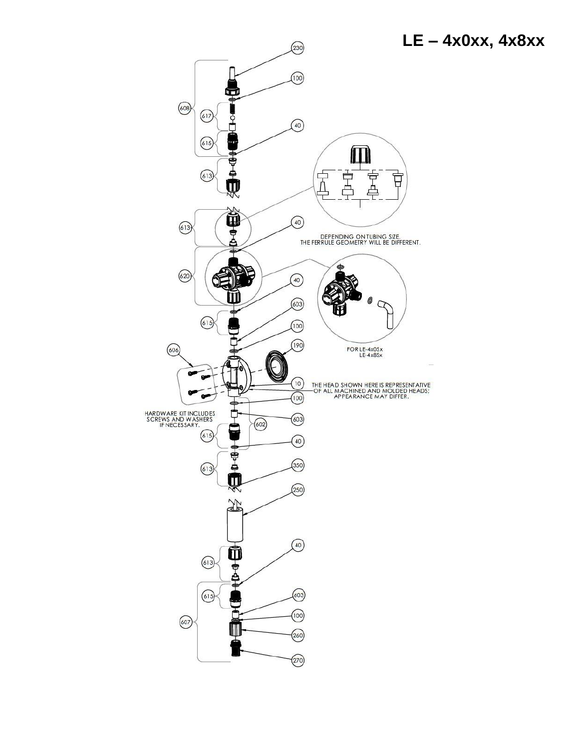# LE – 4x0xx, 4x8xx

230

100

608

617

40

615

613

613

40

DEPENDING ON TUBING SIZE.
THE FERRULE GEOMETRY WILL BE DIFFERENT.

620

40

603

615

100

FOR LE-4x0Sx
LE-4x8Sx

190

606

10

THE HEAD SHOWN HERE IS REPRESENTATIVE
OF ALL MACHINED AND MOLDED HEADS;
APPEARANCE MAY DIFFER.

100

HARDWARE KIT INCLUDES
SCREWS AND WASHERS
IF NECESSARY.

603

602

615

40

613

350

250

40

613

615

603

607

100

260

270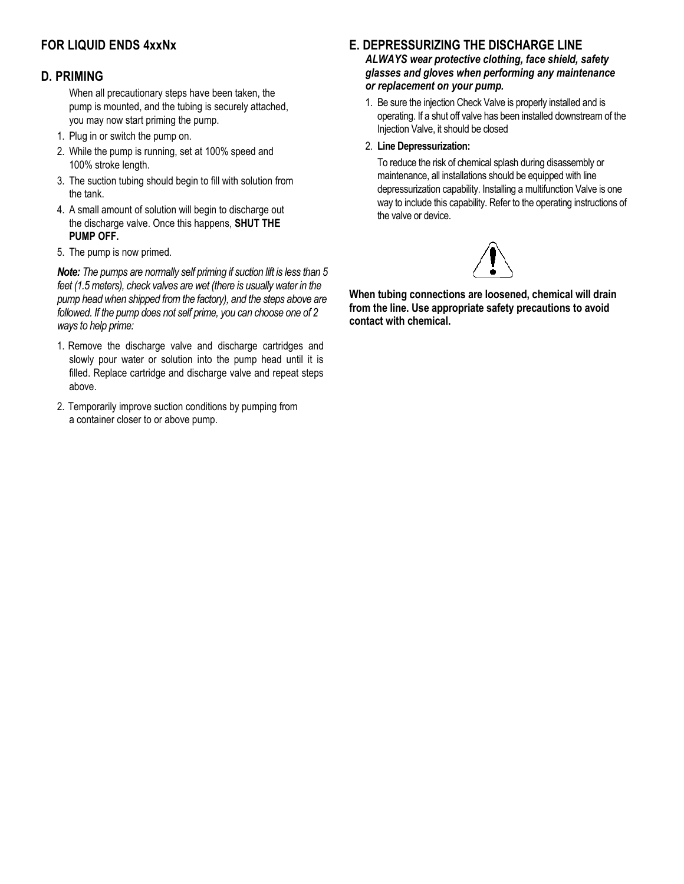## FOR LIQUID ENDS 4xxNx

### D. PRIMING

When all precautionary steps have been taken, the pump is mounted, and the tubing is securely attached, you may now start priming the pump.

1. Plug in or switch the pump on.
2. While the pump is running, set at 100% speed and 100% stroke length.
3. The suction tubing should begin to fill with solution from the tank.
4. A small amount of solution will begin to discharge out the discharge valve. Once this happens, **SHUT THE PUMP OFF.**
5. The pump is now primed.

***Note:*** *The pumps are normally self priming if suction lift is less than 5 feet (1.5 meters), check valves are wet (there is usually water in the pump head when shipped from the factory), and the steps above are followed. If the pump does not self prime, you can choose one of 2 ways to help prime:*

1. Remove the discharge valve and discharge cartridges and slowly pour water or solution into the pump head until it is filled. Replace cartridge and discharge valve and repeat steps above.
2. Temporarily improve suction conditions by pumping from a container closer to or above pump.

### E. DEPRESSURIZING THE DISCHARGE LINE

***ALWAYS wear protective clothing, face shield, safety glasses and gloves when performing any maintenance or replacement on your pump.***

1. Be sure the injection Check Valve is properly installed and is operating. If a shut off valve has been installed downstream of the Injection Valve, it should be closed
2. **Line Depressurization:**

   To reduce the risk of chemical splash during disassembly or maintenance, all installations should be equipped with line depressurization capability. Installing a multifunction Valve is one way to include this capability. Refer to the operating instructions of the valve or device.

**When tubing connections are loosened, chemical will drain from the line. Use appropriate safety precautions to avoid contact with chemical.**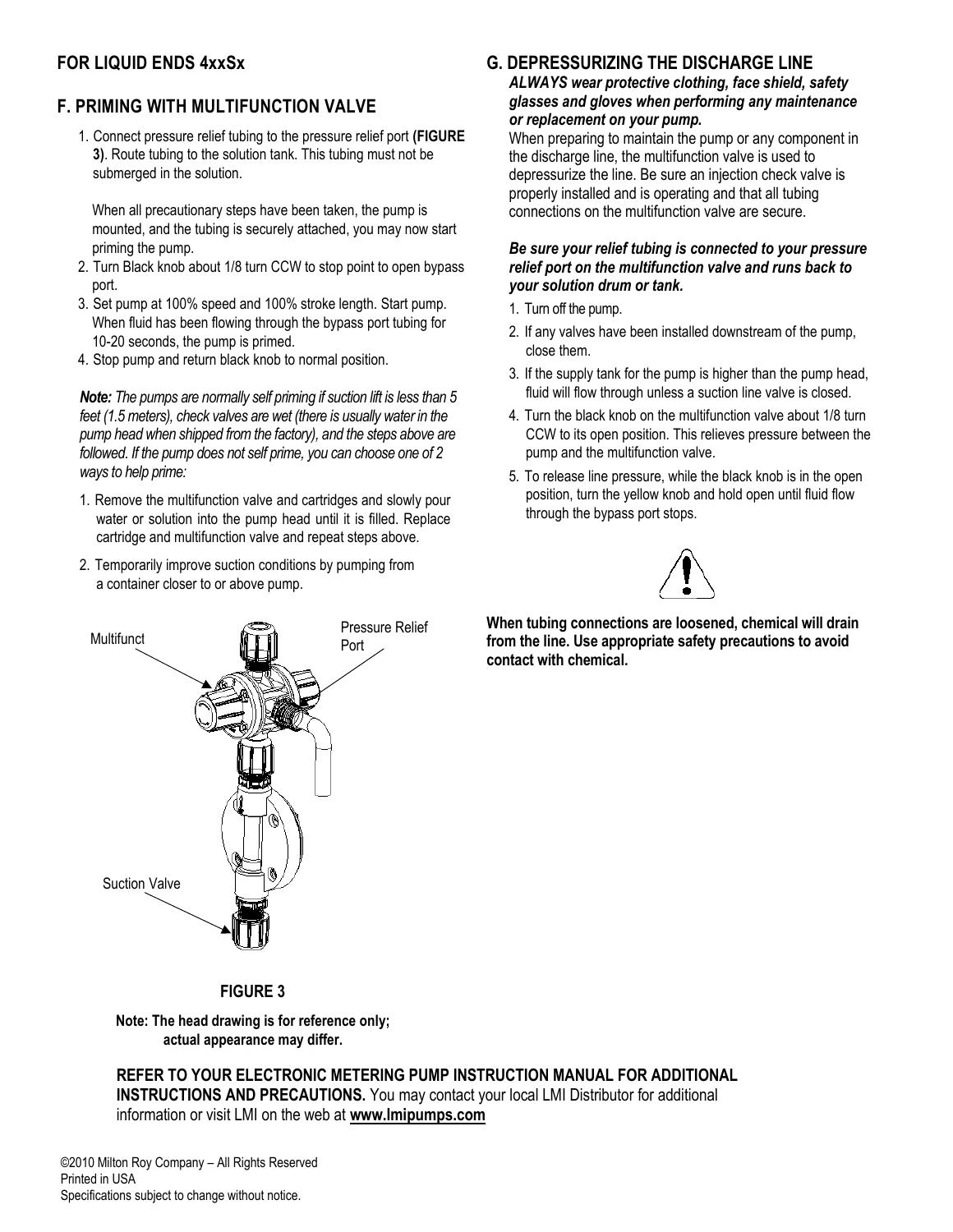## FOR LIQUID ENDS 4xxSx

## F. PRIMING WITH MULTIFUNCTION VALVE

1. Connect pressure relief tubing to the pressure relief port **(FIGURE 3)**. Route tubing to the solution tank. This tubing must not be submerged in the solution.

   When all precautionary steps have been taken, the pump is mounted, and the tubing is securely attached, you may now start priming the pump.
2. Turn Black knob about 1/8 turn CCW to stop point to open bypass port.
3. Set pump at 100% speed and 100% stroke length. Start pump. When fluid has been flowing through the bypass port tubing for 10-20 seconds, the pump is primed.
4. Stop pump and return black knob to normal position.

***Note:*** *The pumps are normally self priming if suction lift is less than 5 feet (1.5 meters), check valves are wet (there is usually water in the pump head when shipped from the factory), and the steps above are followed. If the pump does not self prime, you can choose one of 2 ways to help prime:*

1. Remove the multifunction valve and cartridges and slowly pour water or solution into the pump head until it is filled. Replace cartridge and multifunction valve and repeat steps above.
2. Temporarily improve suction conditions by pumping from a container closer to or above pump.

Multifunct

Pressure Relief Port

Suction Valve

**FIGURE 3**

**Note: The head drawing is for reference only; actual appearance may differ.**

## G. DEPRESSURIZING THE DISCHARGE LINE

***ALWAYS wear protective clothing, face shield, safety glasses and gloves when performing any maintenance or replacement on your pump.***

When preparing to maintain the pump or any component in the discharge line, the multifunction valve is used to depressurize the line. Be sure an injection check valve is properly installed and is operating and that all tubing connections on the multifunction valve are secure.

***Be sure your relief tubing is connected to your pressure relief port on the multifunction valve and runs back to your solution drum or tank.***

1. Turn off the pump.
2. If any valves have been installed downstream of the pump, close them.
3. If the supply tank for the pump is higher than the pump head, fluid will flow through unless a suction line valve is closed.
4. Turn the black knob on the multifunction valve about 1/8 turn CCW to its open position. This relieves pressure between the pump and the multifunction valve.
5. To release line pressure, while the black knob is in the open position, turn the yellow knob and hold open until fluid flow through the bypass port stops.

**When tubing connections are loosened, chemical will drain from the line. Use appropriate safety precautions to avoid contact with chemical.**

**REFER TO YOUR ELECTRONIC METERING PUMP INSTRUCTION MANUAL FOR ADDITIONAL INSTRUCTIONS AND PRECAUTIONS.** You may contact your local LMI Distributor for additional information or visit LMI on the web at **www.lmipumps.com**

©2010 Milton Roy Company – All Rights Reserved
Printed in USA
Specifications subject to change without notice.